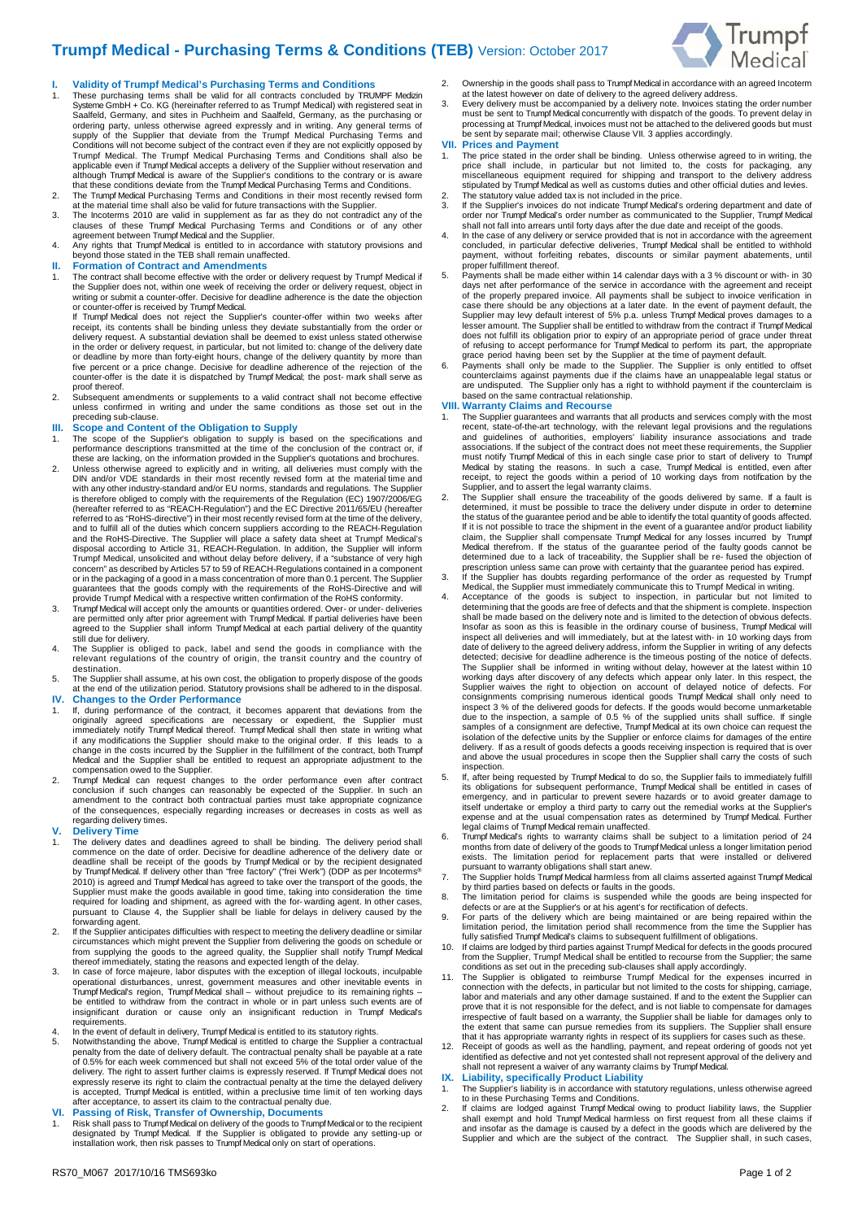# Trumpf Medical - Purchasing Terms & Conditions (TEB) Version: October 2017

## I. Validity of Trumpf Medical's Purchasing Terms and Conditions

1. These purchasing terms shall be valid for all contracts concluded by TRUMPF Medizin Systeme GmbH + Co. KG (hereinafter referred to as Trumpf Medical) with registered seat in Saalfeld, Germany, and sites in Puchheim and Saalfeld, Germany, as the purchasing or ordering party, unless otherwise agreed expressly and in writing. Any general terms of supply of the Supplier that deviate from the Trumpf Medical Purchasing Terms and Conditions will not become subject of the contract even if they are not explicitly opposed by Trumpf Medical. The Trumpf Medical Purchasing Terms and Conditions shall also be applicable even if Trumpf Medical accepts a delivery of the Supplier without reservation and although Trumpf Medical is aware of the Supplier's conditions to the contrary or is aware that these conditions deviate from the Trumpf Medical Purchasing Terms and Conditions.
2. The Trumpf Medical Purchasing Terms and Conditions in their most recently revised form at the material time shall also be valid for future transactions with the Supplier.
3. The Incoterms 2010 are valid in supplement as far as they do not contradict any of the clauses of these Trumpf Medical Purchasing Terms and Conditions or of any other agreement between Trumpf Medical and the Supplier.
4. Any rights that Trumpf Medical is entitled to in accordance with statutory provisions and beyond those stated in the TEB shall remain unaffected.

## II. Formation of Contract and Amendments

1. The contract shall become effective with the order or delivery request by Trumpf Medical if the Supplier does not, within one week of receiving the order or delivery request, object in writing or submit a counter-offer. Decisive for deadline adherence is the date the objection or counter-offer is received by Trumpf Medical.
   If Trumpf Medical does not reject the Supplier's counter-offer within two weeks after receipt, its contents shall be binding unless they deviate substantially from the order or delivery request. A substantial deviation shall be deemed to exist unless stated otherwise in the order or delivery request, in particular, but not limited to: change of the delivery date or deadline by more than forty-eight hours, change of the delivery quantity by more than five percent or a price change. Decisive for deadline adherence of the rejection of the counter-offer is the date it is dispatched by Trumpf Medical; the post- mark shall serve as proof thereof.
2. Subsequent amendments or supplements to a valid contract shall not become effective unless confirmed in writing and under the same conditions as those set out in the preceding sub-clause.

## III. Scope and Content of the Obligation to Supply

1. The scope of the Supplier's obligation to supply is based on the specifications and performance descriptions transmitted at the time of the conclusion of the contract or, if these are lacking, on the information provided in the Supplier's quotations and brochures.
2. Unless otherwise agreed to explicitly and in writing, all deliveries must comply with the DIN and/or VDE standards in their most recently revised form at the material time and with any other industry-standard and/or EU norms, standards and regulations. The Supplier is therefore obliged to comply with the requirements of the Regulation (EC) 1907/2006/EG (hereafter referred to as "REACH-Regulation") and the EC Directive 2011/65/EU (hereafter referred to as "RoHS-directive") in their most recently revised form at the time of the delivery, and to fulfill all of the duties which concern suppliers according to the REACH-Regulation and the RoHS-Directive. The Supplier will place a safety data sheet at Trumpf Medical's disposal according to Article 31, REACH-Regulation. In addition, the Supplier will inform Trumpf Medical, unsolicited and without delay before delivery, if a "substance of very high concern" as described by Articles 57 to 59 of REACH-Regulations contained in a component or in the packaging of a good in a mass concentration of more than 0.1 percent. The Supplier guarantees that the goods comply with the requirements of the RoHS-Directive and will provide Trumpf Medical with a respective written confirmation of the RoHS conformity.
3. Trumpf Medical will accept only the amounts or quantities ordered. Over- or under- deliveries are permitted only after prior agreement with Trumpf Medical. If partial deliveries have been agreed to the Supplier shall inform Trumpf Medical at each partial delivery of the quantity still due for delivery.
4. The Supplier is obliged to pack, label and send the goods in compliance with the relevant regulations of the country of origin, the transit country and the country of destination.
5. The Supplier shall assume, at his own cost, the obligation to properly dispose of the goods at the end of the utilization period. Statutory provisions shall be adhered to in the disposal.

## IV. Changes to the Order Performance

1. If, during performance of the contract, it becomes apparent that deviations from the originally agreed specifications are necessary or expedient, the Supplier must immediately notify Trumpf Medical thereof. Trumpf Medical shall then state in writing what if any modifications the Supplier should make to the original order. If this leads to a change in the costs incurred by the Supplier in the fulfillment of the contract, both Trumpf Medical and the Supplier shall be entitled to request an appropriate adjustment to the compensation owed to the Supplier.
2. Trumpf Medical can request changes to the order performance even after contract conclusion if such changes can reasonably be expected of the Supplier. In such an amendment to the contract both contractual parties must take appropriate cognizance of the consequences, especially regarding increases or decreases in costs as well as regarding delivery times.

## V. Delivery Time

1. The delivery dates and deadlines agreed to shall be binding. The delivery period shall commence on the date of order. Decisive for deadline adherence of the delivery date or deadline shall be receipt of the goods by Trumpf Medical or by the recipient designated by Trumpf Medical. If delivery other than "free factory" ("frei Werk") (DDP as per Incoterms® 2010) is agreed and Trumpf Medical has agreed to take over the transport of the goods, the Supplier must make the goods available in good time, taking into consideration the time required for loading and shipment, as agreed with the for- warding agent. In other cases, pursuant to Clause 4, the Supplier shall be liable for delays in delivery caused by the forwarding agent.
2. If the Supplier anticipates difficulties with respect to meeting the delivery deadline or similar circumstances which might prevent the Supplier from delivering the goods on schedule or from supplying the goods to the agreed quality, the Supplier shall notify Trumpf Medical thereof immediately, stating the reasons and expected length of the delay.
3. In case of force majeure, labor disputes with the exception of illegal lockouts, inculpable operational disturbances, unrest, government measures and other inevitable events in Trumpf Medical's region, Trumpf Medical shall – without prejudice to its remaining rights – be entitled to withdraw from the contract in whole or in part unless such events are of insignificant duration or cause only an insignificant reduction in Trumpf Medical's requirements.
4. In the event of default in delivery, Trumpf Medical is entitled to its statutory rights.
5. Notwithstanding the above, Trumpf Medical is entitled to charge the Supplier a contractual penalty from the date of delivery default. The contractual penalty shall be payable at a rate of 0.5% for each week commenced but shall not exceed 5% of the total order value of the delivery. The right to assert further claims is expressly reserved. If Trumpf Medical does not expressly reserve its right to claim the contractual penalty at the time the delayed delivery is accepted, Trumpf Medical is entitled, within a preclusive time limit of ten working days after acceptance, to assert its claim to the contractual penalty due.

## VI. Passing of Risk, Transfer of Ownership, Documents

1. Risk shall pass to Trumpf Medical on delivery of the goods to Trumpf Medical or to the recipient designated by Trumpf Medical. If the Supplier is obligated to provide any setting-up or installation work, then risk passes to Trumpf Medical only on start of operations.
2. Ownership in the goods shall pass to Trumpf Medical in accordance with an agreed Incoterm at the latest however on date of delivery to the agreed delivery address.
3. Every delivery must be accompanied by a delivery note. Invoices stating the order number must be sent to Trumpf Medical concurrently with dispatch of the goods. To prevent delay in processing at Trumpf Medical, invoices must not be attached to the delivered goods but must be sent by separate mail; otherwise Clause VII. 3 applies accordingly.

## VII. Prices and Payment

1. The price stated in the order shall be binding. Unless otherwise agreed to in writing, the price shall include, in particular but not limited to, the costs for packaging, any miscellaneous equipment required for shipping and transport to the delivery address stipulated by Trumpf Medical as well as customs duties and other official duties and levies.
2. The statutory value added tax is not included in the price.
3. If the Supplier's invoices do not indicate Trumpf Medical's ordering department and date of order nor Trumpf Medical's order number as communicated to the Supplier, Trumpf Medical shall not fall into arrears until forty days after the due date and receipt of the goods.
4. In the case of any delivery or service provided that is not in accordance with the agreement concluded, in particular defective deliveries, Trumpf Medical shall be entitled to withhold payment, without forfeiting rebates, discounts or similar payment abatements, until proper fulfillment thereof.
5. Payments shall be made either within 14 calendar days with a 3 % discount or with- in 30 days net after performance of the service in accordance with the agreement and receipt of the properly prepared invoice. All payments shall be subject to invoice verification in case there should be any objections at a later date. In the event of payment default, the Supplier may levy default interest of 5% p.a. unless Trumpf Medical proves damages to a lesser amount. The Supplier shall be entitled to withdraw from the contract if Trumpf Medical does not fulfill its obligation prior to expiry of an appropriate period of grace under threat of refusing to accept performance for Trumpf Medical to perform its part, the appropriate grace period having been set by the Supplier at the time of payment default.
6. Payments shall only be made to the Supplier. The Supplier is only entitled to offset counterclaims against payments due if the claims have an unappealable legal status or are undisputed. The Supplier only has a right to withhold payment if the counterclaim is based on the same contractual relationship.

## VIII. Warranty Claims and Recourse

1. The Supplier guarantees and warrants that all products and services comply with the most recent, state-of-the-art technology, with the relevant legal provisions and the regulations and guidelines of authorities, employers' liability insurance associations and trade associations. If the subject of the contract does not meet these requirements, the Supplier must notify Trumpf Medical of this in each single case prior to start of delivery to Trumpf Medical by stating the reasons. In such a case, Trumpf Medical is entitled, even after receipt, to reject the goods within a period of 10 working days from notification by the Supplier, and to assert the legal warranty claims.
2. The Supplier shall ensure the traceability of the goods delivered by same. If a fault is determined, it must be possible to trace the delivery under dispute in order to determine the status of the guarantee period and be able to identify the total quantity of goods affected. If it is not possible to trace the shipment in the event of a guarantee and/or product liability claim, the Supplier shall compensate Trumpf Medical for any losses incurred by Trumpf Medical therefrom. If the status of the guarantee period of the faulty goods cannot be determined due to a lack of traceability, the Supplier shall be re- fused the objection of prescription unless same can prove with certainty that the guarantee period has expired.
3. If the Supplier has doubts regarding performance of the order as requested by Trumpf Medical, the Supplier must immediately communicate this to Trumpf Medical in writing.
4. Acceptance of the goods is subject to inspection, in particular but not limited to determining that the goods are free of defects and that the shipment is complete. Inspection shall be made based on the delivery note and is limited to the detection of obvious defects. Insofar as soon as this is feasible in the ordinary course of business, Trumpf Medical will inspect all deliveries and will immediately, but at the latest with- in 10 working days from date of delivery to the agreed delivery address, inform the Supplier in writing of any defects detected; decisive for deadline adherence is the timeous posting of the notice of defects. The Supplier shall be informed in writing without delay, however at the latest within 10 working days after discovery of any defects which appear only later. In this respect, the Supplier waives the right to objection on account of delayed notice of defects. For consignments comprising numerous identical goods Trumpf Medical shall only need to inspect 3 % of the delivered goods for defects. If the goods would become unmarketable due to the inspection, a sample of 0.5 % of the supplied units shall suffice. If single samples of a consignment are defective, Trumpf Medical at its own choice can request the isolation of the defective units by the Supplier or enforce claims for damages of the entire delivery. If as a result of goods defects a goods receiving inspection is required that is over and above the usual procedures in scope then the Supplier shall carry the costs of such inspection.
5. If, after being requested by Trumpf Medical to do so, the Supplier fails to immediately fulfill its obligations for subsequent performance, Trumpf Medical shall be entitled in cases of emergency, and in particular to prevent severe hazards or to avoid greater damage to itself undertake or employ a third party to carry out the remedial works at the Supplier's expense and at the usual compensation rates as determined by Trumpf Medical. Further legal claims of Trumpf Medical remain unaffected.
6. Trumpf Medical's rights to warranty claims shall be subject to a limitation period of 24 months from date of delivery of the goods to Trumpf Medical unless a longer limitation period exists. The limitation period for replacement parts that were installed or delivered pursuant to warranty obligations shall start anew.
7. The Supplier holds Trumpf Medical harmless from all claims asserted against Trumpf Medical by third parties based on defects or faults in the goods.
8. The limitation period for claims is suspended while the goods are being inspected for defects or are at the Supplier's or at his agent's for rectification of defects.
9. For parts of the delivery which are being maintained or are being repaired within the limitation period, the limitation period shall recommence from the time the Supplier has fully satisfied Trumpf Medical's claims to subsequent fulfillment of obligations.
10. If claims are lodged by third parties against Trumpf Medical for defects in the goods procured from the Supplier, Trumpf Medical shall be entitled to recourse from the Supplier; the same conditions as set out in the preceding sub-clauses shall apply accordingly.
11. The Supplier is obligated to reimburse Trumpf Medical for the expenses incurred in connection with the defects, in particular but not limited to the costs for shipping, carriage, labor and materials and any other damage sustained. If and to the extent the Supplier can prove that it is not responsible for the defect, and is not liable to compensate for damages irrespective of fault based on a warranty, the Supplier shall be liable for damages only to the extent that same can pursue remedies from its suppliers. The Supplier shall ensure that it has appropriate warranty rights in respect of its suppliers for cases such as these.
12. Receipt of goods as well as the handling, payment, and repeat ordering of goods not yet identified as defective and not yet contested shall not represent approval of the delivery and shall not represent a waiver of any warranty claims by Trumpf Medical.

## IX. Liability, specifically Product Liability

1. The Supplier's liability is in accordance with statutory regulations, unless otherwise agreed to in these Purchasing Terms and Conditions.
2. If claims are lodged against Trumpf Medical owing to product liability laws, the Supplier shall exempt and hold Trumpf Medical harmless on first request from all these claims if and insofar as the damage is caused by a defect in the goods which are delivered by the Supplier and which are the subject of the contract. The Supplier shall, in such cases,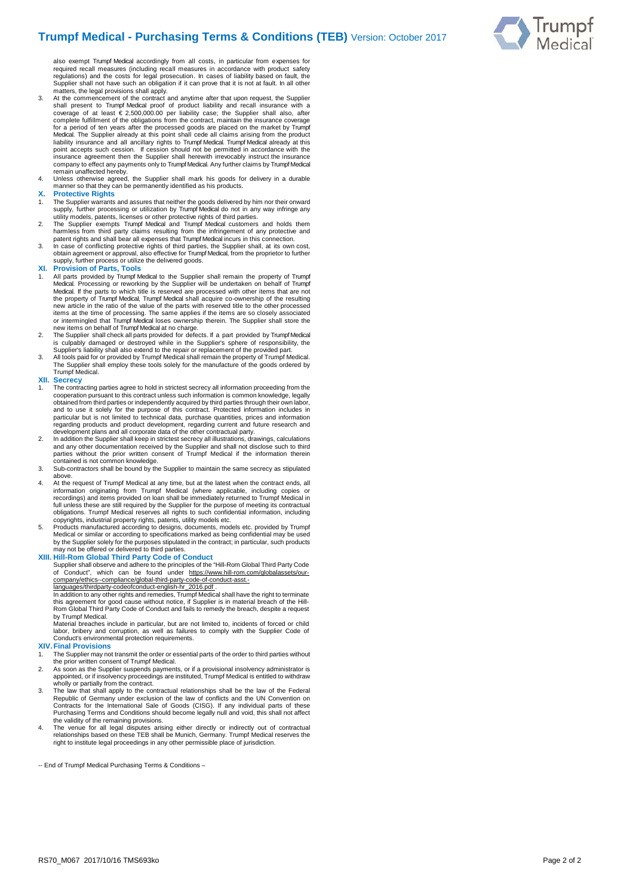also exempt Trumpf Medical accordingly from all costs, in particular from expenses for required recall measures (including recall measures in accordance with product safety regulations) and the costs for legal prosecution. In cases of liability based on fault, the Supplier shall not have such an obligation if it can prove that it is not at fault. In all other matters, the legal provisions shall apply.

3. At the commencement of the contract and anytime after that upon request, the Supplier shall present to Trumpf Medical proof of product liability and recall insurance with a coverage of at least € 2,500,000.00 per liability case; the Supplier shall also, after complete fulfillment of the obligations from the contract, maintain the insurance coverage for a period of ten years after the processed goods are placed on the market by Trumpf Medical. The Supplier already at this point shall cede all claims arising from the product liability insurance and all ancillary rights to Trumpf Medical. Trumpf Medical already at this point accepts such cession. If cession should not be permitted in accordance with the insurance agreement then the Supplier shall herewith irrevocably instruct the insurance company to effect any payments only to Trumpf Medical. Any further claims by Trumpf Medical remain unaffected hereby.
4. Unless otherwise agreed, the Supplier shall mark his goods for delivery in a durable manner so that they can be permanently identified as his products.

## X. Protective Rights

1. The Supplier warrants and assures that neither the goods delivered by him nor their onward supply, further processing or utilization by Trumpf Medical do not in any way infringe any utility models, patents, licenses or other protective rights of third parties.
2. The Supplier exempts Trumpf Medical and Trumpf Medical customers and holds them harmless from third party claims resulting from the infringement of any protective and patent rights and shall bear all expenses that Trumpf Medical incurs in this connection.
3. In case of conflicting protective rights of third parties, the Supplier shall, at its own cost, obtain agreement or approval, also effective for Trumpf Medical, from the proprietor to further supply, further process or utilize the delivered goods.

## XI. Provision of Parts, Tools

1. All parts provided by Trumpf Medical to the Supplier shall remain the property of Trumpf Medical. Processing or reworking by the Supplier will be undertaken on behalf of Trumpf Medical. If the parts to which title is reserved are processed with other items that are not the property of Trumpf Medical, Trumpf Medical shall acquire co-ownership of the resulting new article in the ratio of the value of the parts with reserved title to the other processed items at the time of processing. The same applies if the items are so closely associated or intermingled that Trumpf Medical loses ownership therein. The Supplier shall store the new items on behalf of Trumpf Medical at no charge.
2. The Supplier shall check all parts provided for defects. If a part provided by Trumpf Medical is culpably damaged or destroyed while in the Supplier's sphere of responsibility, the Supplier's liability shall also extend to the repair or replacement of the provided part.
3. All tools paid for or provided by Trumpf Medical shall remain the property of Trumpf Medical. The Supplier shall employ these tools solely for the manufacture of the goods ordered by Trumpf Medical.

## XII. Secrecy

1. The contracting parties agree to hold in strictest secrecy all information proceeding from the cooperation pursuant to this contract unless such information is common knowledge, legally obtained from third parties or independently acquired by third parties through their own labor, and to use it solely for the purpose of this contract. Protected information includes in particular but is not limited to technical data, purchase quantities, prices and information regarding products and product development, regarding current and future research and development plans and all corporate data of the other contractual party.
2. In addition the Supplier shall keep in strictest secrecy all illustrations, drawings, calculations and any other documentation received by the Supplier and shall not disclose such to third parties without the prior written consent of Trumpf Medical if the information therein contained is not common knowledge.
3. Sub-contractors shall be bound by the Supplier to maintain the same secrecy as stipulated above.
4. At the request of Trumpf Medical at any time, but at the latest when the contract ends, all information originating from Trumpf Medical (where applicable, including copies or recordings) and items provided on loan shall be immediately returned to Trumpf Medical in full unless these are still required by the Supplier for the purpose of meeting its contractual obligations. Trumpf Medical reserves all rights to such confidential information, including copyrights, industrial property rights, patents, utility models etc.
5. Products manufactured according to designs, documents, models etc. provided by Trumpf Medical or similar or according to specifications marked as being confidential may be used by the Supplier solely for the purposes stipulated in the contract; in particular, such products may not be offered or delivered to third parties.

## XIII. Hill-Rom Global Third Party Code of Conduct

Supplier shall observe and adhere to the principles of the "Hill-Rom Global Third Party Code of Conduct", which can be found under https://www.hill-rom.com/globalassets/our-company/ethics--compliance/global-third-party-code-of-conduct-asst.-languages/thirdparty-codeofconduct-english-hr_2016.pdf .

In addition to any other rights and remedies, Trumpf Medical shall have the right to terminate this agreement for good cause without notice, if Supplier is in material breach of the Hill-Rom Global Third Party Code of Conduct and fails to remedy the breach, despite a request by Trumpf Medical.

Material breaches include in particular, but are not limited to, incidents of forced or child labor, bribery and corruption, as well as failures to comply with the Supplier Code of Conduct's environmental protection requirements.

## XIV. Final Provisions

1. The Supplier may not transmit the order or essential parts of the order to third parties without the prior written consent of Trumpf Medical.
2. As soon as the Supplier suspends payments, or if a provisional insolvency administrator is appointed, or if insolvency proceedings are instituted, Trumpf Medical is entitled to withdraw wholly or partially from the contract.
3. The law that shall apply to the contractual relationships shall be the law of the Federal Republic of Germany under exclusion of the law of conflicts and the UN Convention on Contracts for the International Sale of Goods (CISG). If any individual parts of these Purchasing Terms and Conditions should become legally null and void, this shall not affect the validity of the remaining provisions.
4. The venue for all legal disputes arising either directly or indirectly out of contractual relationships based on these TEB shall be Munich, Germany. Trumpf Medical reserves the right to institute legal proceedings in any other permissible place of jurisdiction.

-- End of Trumpf Medical Purchasing Terms & Conditions –